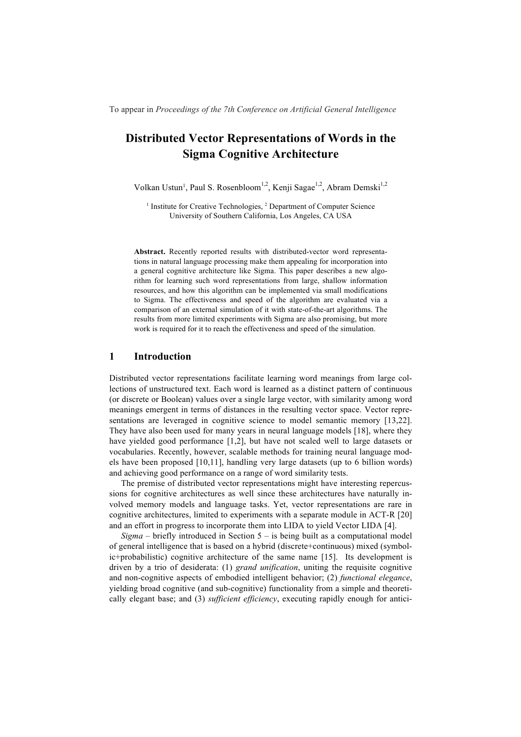To appear in *Proceedings of the 7th Conference on Artificial General Intelligence*

# Distributed Vector Representations of Words in the Sigma Cognitive Architecture

Volkan Ustun[1], Paul S. Rosenbloom[1,2], Kenji Sagae[1,2], Abram Demski[1,2]

[1] Institute for Creative Technologies, [2] Department of Computer Science
University of Southern California, Los Angeles, CA USA

**Abstract.** Recently reported results with distributed-vector word representations in natural language processing make them appealing for incorporation into a general cognitive architecture like Sigma. This paper describes a new algorithm for learning such word representations from large, shallow information resources, and how this algorithm can be implemented via small modifications to Sigma. The effectiveness and speed of the algorithm are evaluated via a comparison of an external simulation of it with state-of-the-art algorithms. The results from more limited experiments with Sigma are also promising, but more work is required for it to reach the effectiveness and speed of the simulation.

## 1 Introduction

Distributed vector representations facilitate learning word meanings from large collections of unstructured text. Each word is learned as a distinct pattern of continuous (or discrete or Boolean) values over a single large vector, with similarity among word meanings emergent in terms of distances in the resulting vector space. Vector representations are leveraged in cognitive science to model semantic memory [13,22]. They have also been used for many years in neural language models [18], where they have yielded good performance [1,2], but have not scaled well to large datasets or vocabularies. Recently, however, scalable methods for training neural language models have been proposed [10,11], handling very large datasets (up to 6 billion words) and achieving good performance on a range of word similarity tests.

The premise of distributed vector representations might have interesting repercussions for cognitive architectures as well since these architectures have naturally involved memory models and language tasks. Yet, vector representations are rare in cognitive architectures, limited to experiments with a separate module in ACT-R [20] and an effort in progress to incorporate them into LIDA to yield Vector LIDA [4].

*Sigma* – briefly introduced in Section 5 – is being built as a computational model of general intelligence that is based on a hybrid (discrete+continuous) mixed (symbolic+probabilistic) cognitive architecture of the same name [15]. Its development is driven by a trio of desiderata: (1) *grand unification*, uniting the requisite cognitive and non-cognitive aspects of embodied intelligent behavior; (2) *functional elegance*, yielding broad cognitive (and sub-cognitive) functionality from a simple and theoretically elegant base; and (3) *sufficient efficiency*, executing rapidly enough for antici-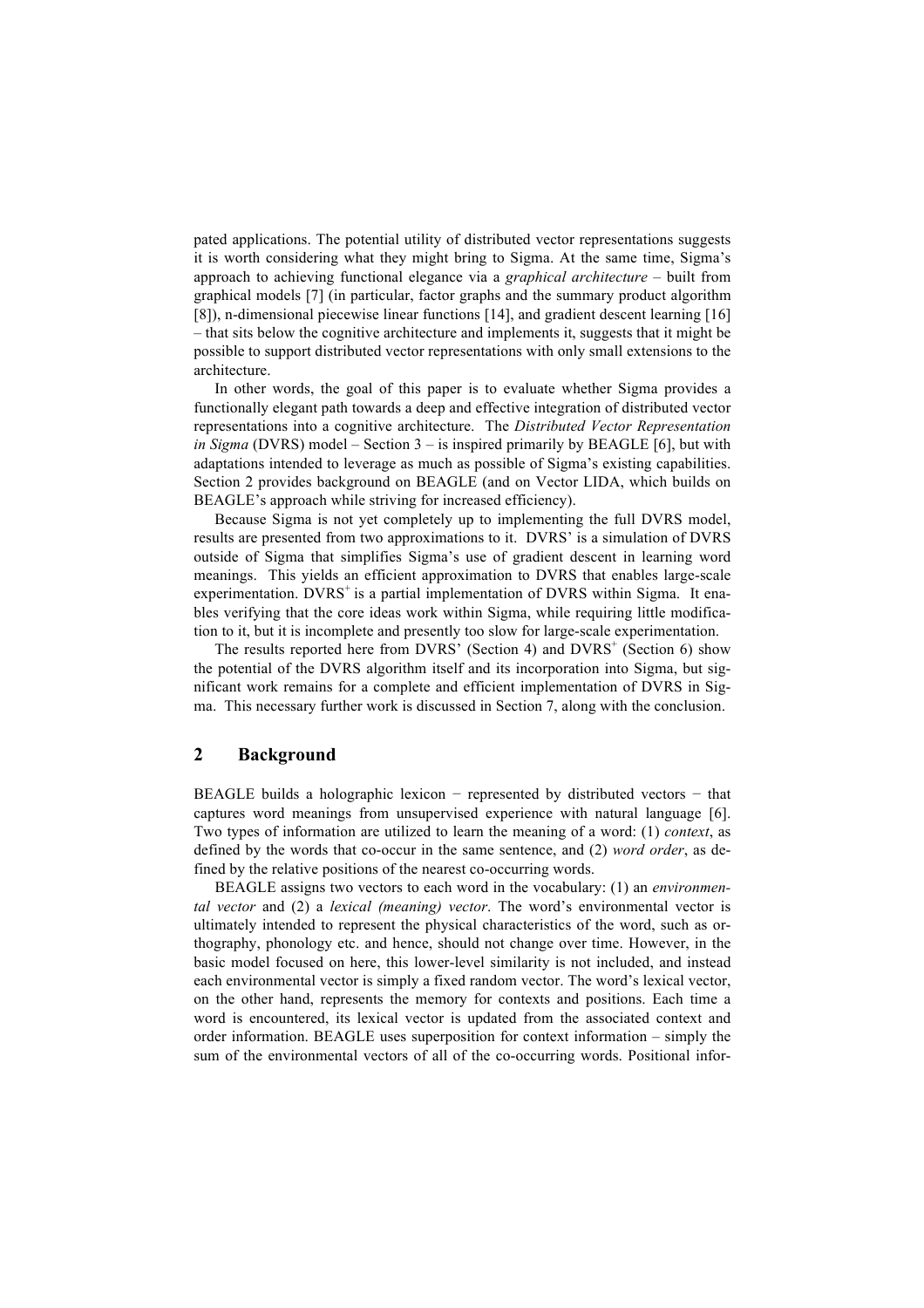pated applications. The potential utility of distributed vector representations suggests it is worth considering what they might bring to Sigma. At the same time, Sigma's approach to achieving functional elegance via a *graphical architecture* – built from graphical models [7] (in particular, factor graphs and the summary product algorithm [8]), n-dimensional piecewise linear functions [14], and gradient descent learning [16] – that sits below the cognitive architecture and implements it, suggests that it might be possible to support distributed vector representations with only small extensions to the architecture.

In other words, the goal of this paper is to evaluate whether Sigma provides a functionally elegant path towards a deep and effective integration of distributed vector representations into a cognitive architecture. The *Distributed Vector Representation in Sigma* (DVRS) model – Section 3 – is inspired primarily by BEAGLE [6], but with adaptations intended to leverage as much as possible of Sigma's existing capabilities. Section 2 provides background on BEAGLE (and on Vector LIDA, which builds on BEAGLE's approach while striving for increased efficiency).

Because Sigma is not yet completely up to implementing the full DVRS model, results are presented from two approximations to it. DVRS' is a simulation of DVRS outside of Sigma that simplifies Sigma's use of gradient descent in learning word meanings. This yields an efficient approximation to DVRS that enables large-scale experimentation. $\text{DVRS}^+$ is a partial implementation of DVRS within Sigma. It enables verifying that the core ideas work within Sigma, while requiring little modification to it, but it is incomplete and presently too slow for large-scale experimentation.

The results reported here from DVRS' (Section 4) and $\text{DVRS}^+$ (Section 6) show the potential of the DVRS algorithm itself and its incorporation into Sigma, but significant work remains for a complete and efficient implementation of DVRS in Sigma. This necessary further work is discussed in Section 7, along with the conclusion.

## 2 Background

BEAGLE builds a holographic lexicon − represented by distributed vectors − that captures word meanings from unsupervised experience with natural language [6]. Two types of information are utilized to learn the meaning of a word: (1) *context*, as defined by the words that co-occur in the same sentence, and (2) *word order*, as defined by the relative positions of the nearest co-occurring words.

BEAGLE assigns two vectors to each word in the vocabulary: (1) an *environmental vector* and (2) a *lexical (meaning) vector*. The word's environmental vector is ultimately intended to represent the physical characteristics of the word, such as orthography, phonology etc. and hence, should not change over time. However, in the basic model focused on here, this lower-level similarity is not included, and instead each environmental vector is simply a fixed random vector. The word's lexical vector, on the other hand, represents the memory for contexts and positions. Each time a word is encountered, its lexical vector is updated from the associated context and order information. BEAGLE uses superposition for context information – simply the sum of the environmental vectors of all of the co-occurring words. Positional infor-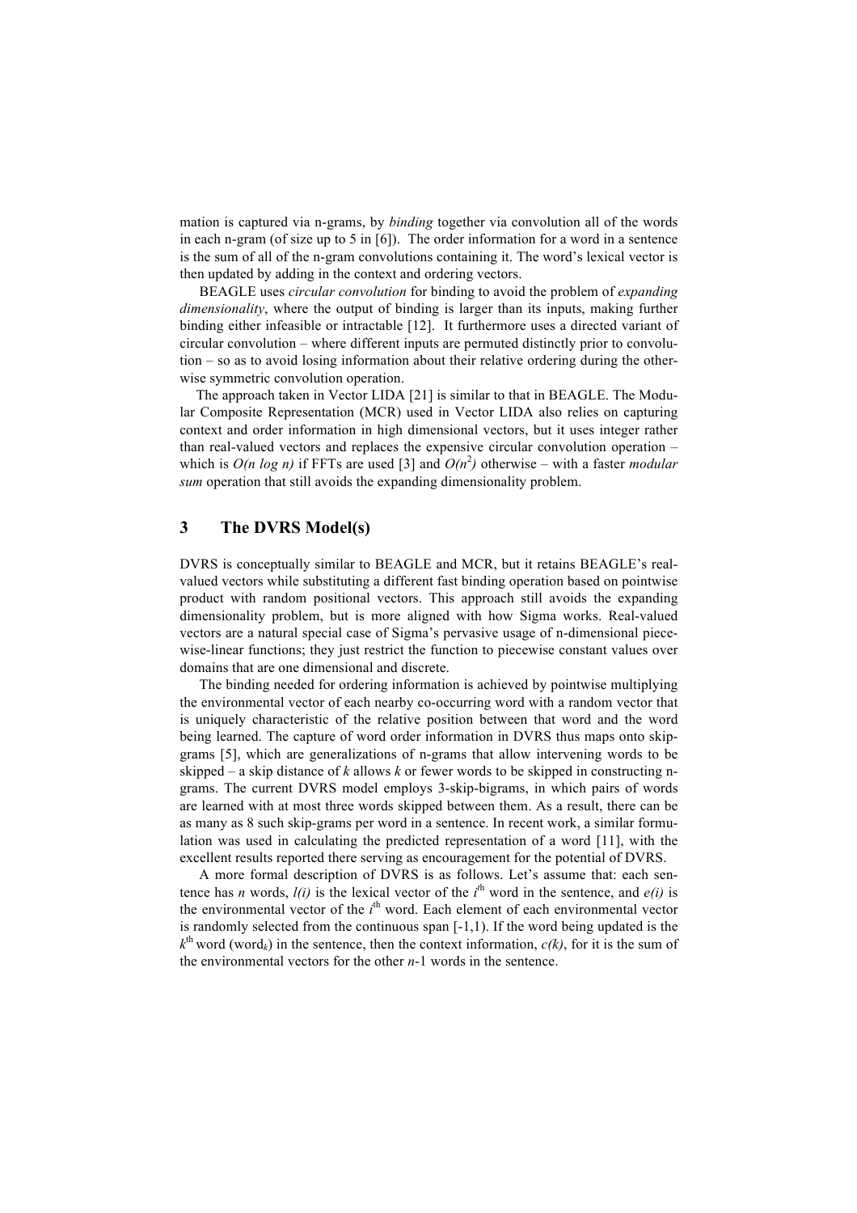mation is captured via n-grams, by *binding* together via convolution all of the words in each n-gram (of size up to 5 in [6]). The order information for a word in a sentence is the sum of all of the n-gram convolutions containing it. The word's lexical vector is then updated by adding in the context and ordering vectors.

BEAGLE uses *circular convolution* for binding to avoid the problem of *expanding dimensionality*, where the output of binding is larger than its inputs, making further binding either infeasible or intractable [12]. It furthermore uses a directed variant of circular convolution – where different inputs are permuted distinctly prior to convolution – so as to avoid losing information about their relative ordering during the otherwise symmetric convolution operation.

The approach taken in Vector LIDA [21] is similar to that in BEAGLE. The Modular Composite Representation (MCR) used in Vector LIDA also relies on capturing context and order information in high dimensional vectors, but it uses integer rather than real-valued vectors and replaces the expensive circular convolution operation – which is $O(n \log n)$ if FFTs are used [3] and $O(n^2)$ otherwise – with a faster *modular sum* operation that still avoids the expanding dimensionality problem.

## 3 The DVRS Model(s)

DVRS is conceptually similar to BEAGLE and MCR, but it retains BEAGLE's real-valued vectors while substituting a different fast binding operation based on pointwise product with random positional vectors. This approach still avoids the expanding dimensionality problem, but is more aligned with how Sigma works. Real-valued vectors are a natural special case of Sigma's pervasive usage of n-dimensional piecewise-linear functions; they just restrict the function to piecewise constant values over domains that are one dimensional and discrete.

The binding needed for ordering information is achieved by pointwise multiplying the environmental vector of each nearby co-occurring word with a random vector that is uniquely characteristic of the relative position between that word and the word being learned. The capture of word order information in DVRS thus maps onto skip-grams [5], which are generalizations of n-grams that allow intervening words to be skipped – a skip distance of $k$ allows $k$ or fewer words to be skipped in constructing n-grams. The current DVRS model employs 3-skip-bigrams, in which pairs of words are learned with at most three words skipped between them. As a result, there can be as many as 8 such skip-grams per word in a sentence. In recent work, a similar formulation was used in calculating the predicted representation of a word [11], with the excellent results reported there serving as encouragement for the potential of DVRS.

A more formal description of DVRS is as follows. Let's assume that: each sentence has $n$ words, $l(i)$ is the lexical vector of the $i^{th}$ word in the sentence, and $e(i)$ is the environmental vector of the $i^{th}$ word. Each element of each environmental vector is randomly selected from the continuous span [-1,1). If the word being updated is the $k^{th}$ word ($word_k$) in the sentence, then the context information, $c(k)$, for it is the sum of the environmental vectors for the other $n$-1 words in the sentence.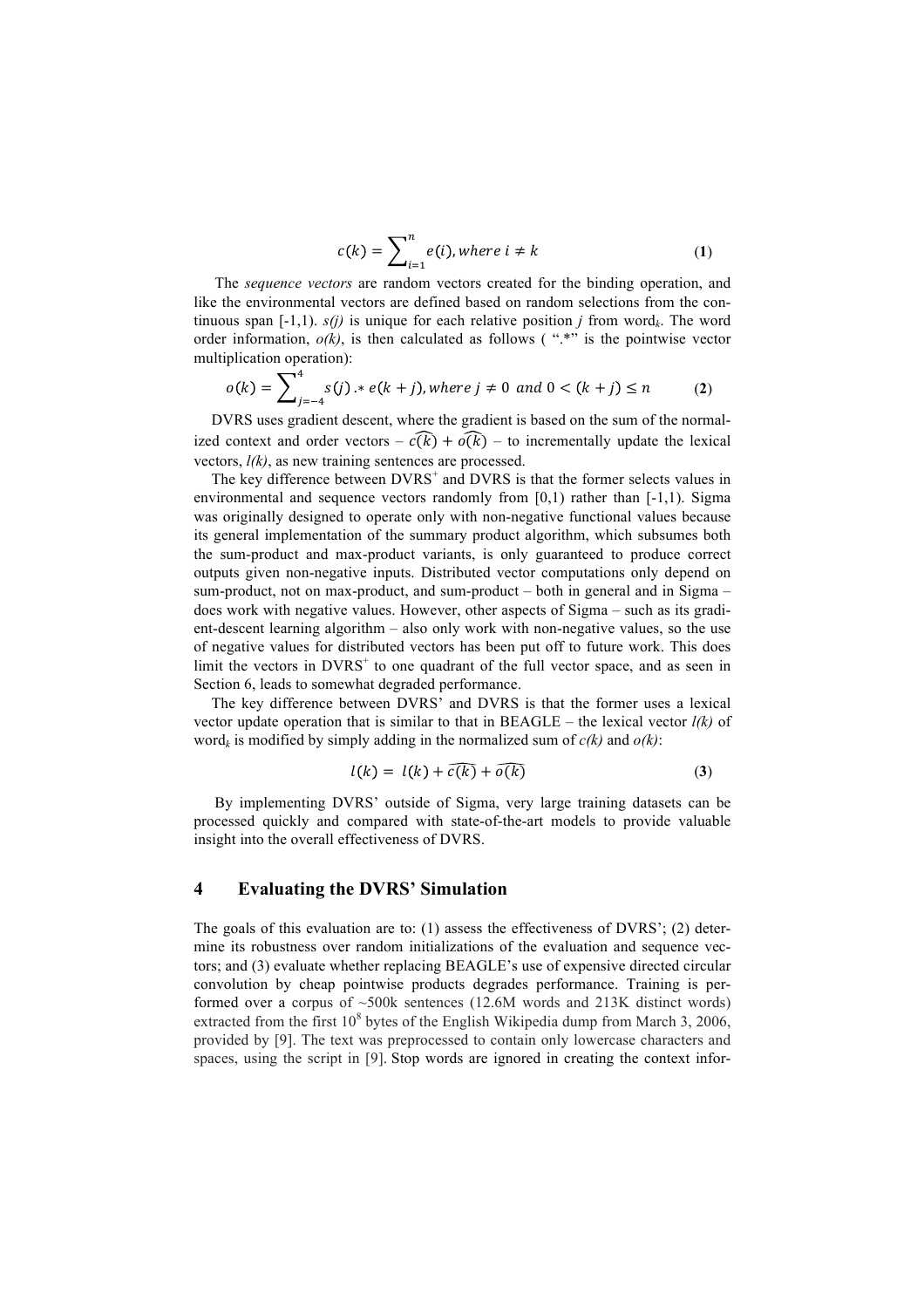$$c(k) = \sum_{i=1}^{n} e(i), where\ i \neq k \quad \textbf{(1)}$$

The *sequence vectors* are random vectors created for the binding operation, and like the environmental vectors are defined based on random selections from the continuous span [-1,1). *s(j)* is unique for each relative position *j* from word$_k$. The word order information, *o(k)*, is then calculated as follows ( ".*" is the pointwise vector multiplication operation):

$$o(k) = \sum_{j=-4}^{4} s(j) .* e(k+j), where\ j \neq 0\ and\ 0 < (k+j) \leq n \quad \textbf{(2)}$$

DVRS uses gradient descent, where the gradient is based on the sum of the normalized context and order vectors – $\widehat{c(k)} + \widehat{o(k)}$ – to incrementally update the lexical vectors, *l(k)*, as new training sentences are processed.

The key difference between DVRS$^+$ and DVRS is that the former selects values in environmental and sequence vectors randomly from [0,1) rather than [-1,1). Sigma was originally designed to operate only with non-negative functional values because its general implementation of the summary product algorithm, which subsumes both the sum-product and max-product variants, is only guaranteed to produce correct outputs given non-negative inputs. Distributed vector computations only depend on sum-product, not on max-product, and sum-product – both in general and in Sigma – does work with negative values. However, other aspects of Sigma – such as its gradient-descent learning algorithm – also only work with non-negative values, so the use of negative values for distributed vectors has been put off to future work. This does limit the vectors in DVRS$^+$ to one quadrant of the full vector space, and as seen in Section 6, leads to somewhat degraded performance.

The key difference between DVRS' and DVRS is that the former uses a lexical vector update operation that is similar to that in BEAGLE – the lexical vector *l(k)* of word$_k$ is modified by simply adding in the normalized sum of *c(k)* and *o(k)*:

$$l(k) = l(k) + \widehat{c(k)} + \widehat{o(k)} \quad \textbf{(3)}$$

By implementing DVRS' outside of Sigma, very large training datasets can be processed quickly and compared with state-of-the-art models to provide valuable insight into the overall effectiveness of DVRS.

## 4 Evaluating the DVRS' Simulation

The goals of this evaluation are to: (1) assess the effectiveness of DVRS'; (2) determine its robustness over random initializations of the evaluation and sequence vectors; and (3) evaluate whether replacing BEAGLE's use of expensive directed circular convolution by cheap pointwise products degrades performance. Training is performed over a corpus of ~500k sentences (12.6M words and 213K distinct words) extracted from the first $10^8$ bytes of the English Wikipedia dump from March 3, 2006, provided by [9]. The text was preprocessed to contain only lowercase characters and spaces, using the script in [9]. Stop words are ignored in creating the context infor-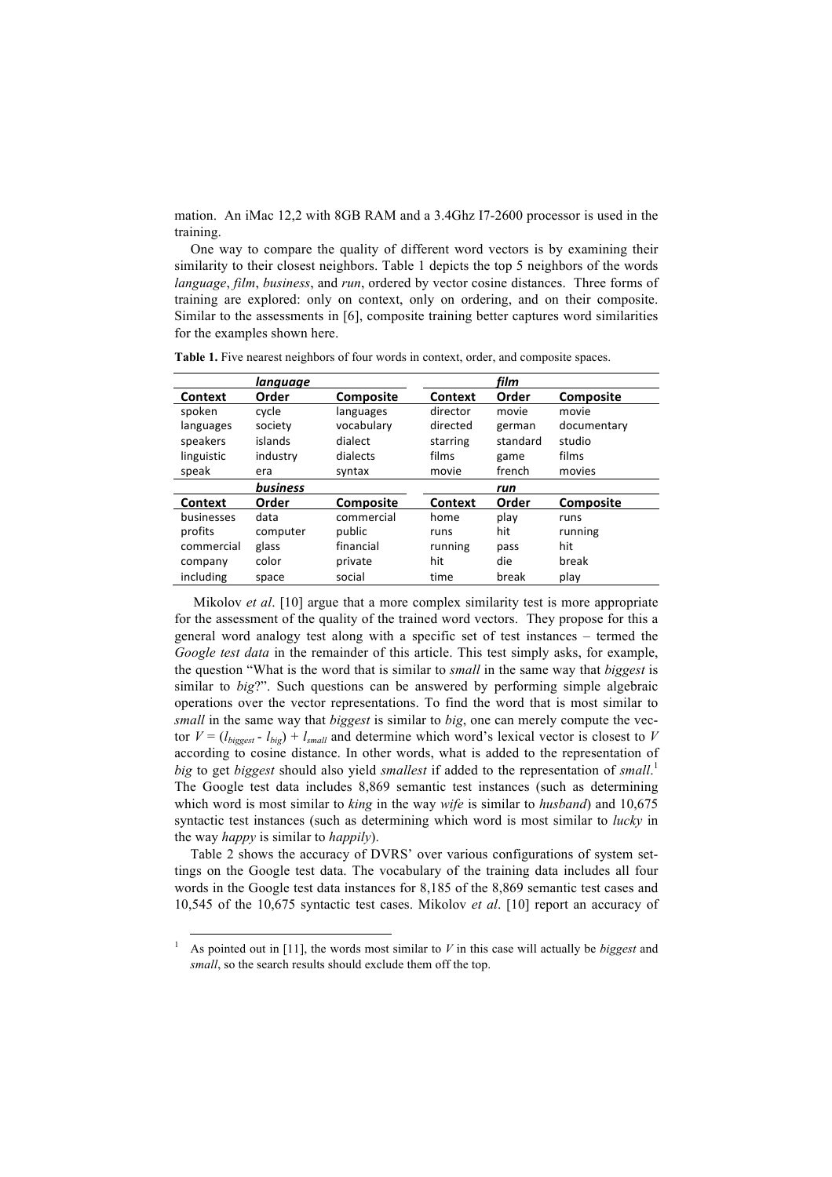mation. An iMac 12,2 with 8GB RAM and a 3.4Ghz I7-2600 processor is used in the training.

One way to compare the quality of different word vectors is by examining their similarity to their closest neighbors. Table 1 depicts the top 5 neighbors of the words *language*, *film*, *business*, and *run*, ordered by vector cosine distances. Three forms of training are explored: only on context, only on ordering, and on their composite. Similar to the assessments in [6], composite training better captures word similarities for the examples shown here.

**Table 1.** Five nearest neighbors of four words in context, order, and composite spaces.

| | ***language*** | | | ***film*** | |
|---|---|---|---|---|---|
| **Context** | **Order** | **Composite** | **Context** | **Order** | **Composite** |
| spoken | cycle | languages | director | movie | movie |
| languages | society | vocabulary | directed | german | documentary |
| speakers | islands | dialect | starring | standard | studio |
| linguistic | industry | dialects | films | game | films |
| speak | era | syntax | movie | french | movies |
| | ***business*** | | | ***run*** | |
| **Context** | **Order** | **Composite** | **Context** | **Order** | **Composite** |
| businesses | data | commercial | home | play | runs |
| profits | computer | public | runs | hit | running |
| commercial | glass | financial | running | pass | hit |
| company | color | private | hit | die | break |
| including | space | social | time | break | play |

Mikolov *et al*. [10] argue that a more complex similarity test is more appropriate for the assessment of the quality of the trained word vectors. They propose for this a general word analogy test along with a specific set of test instances – termed the *Google test data* in the remainder of this article. This test simply asks, for example, the question "What is the word that is similar to *small* in the same way that *biggest* is similar to *big*?". Such questions can be answered by performing simple algebraic operations over the vector representations. To find the word that is most similar to *small* in the same way that *biggest* is similar to *big*, one can merely compute the vector $V = (l_{biggest} - l_{big}) + l_{small}$ and determine which word's lexical vector is closest to $V$ according to cosine distance. In other words, what is added to the representation of *big* to get *biggest* should also yield *smallest* if added to the representation of *small*.[1] The Google test data includes 8,869 semantic test instances (such as determining which word is most similar to *king* in the way *wife* is similar to *husband*) and 10,675 syntactic test instances (such as determining which word is most similar to *lucky* in the way *happy* is similar to *happily*).

Table 2 shows the accuracy of DVRS' over various configurations of system settings on the Google test data. The vocabulary of the training data includes all four words in the Google test data instances for 8,185 of the 8,869 semantic test cases and 10,545 of the 10,675 syntactic test cases. Mikolov *et al*. [10] report an accuracy of

[1] As pointed out in [11], the words most similar to $V$ in this case will actually be *biggest* and *small*, so the search results should exclude them off the top.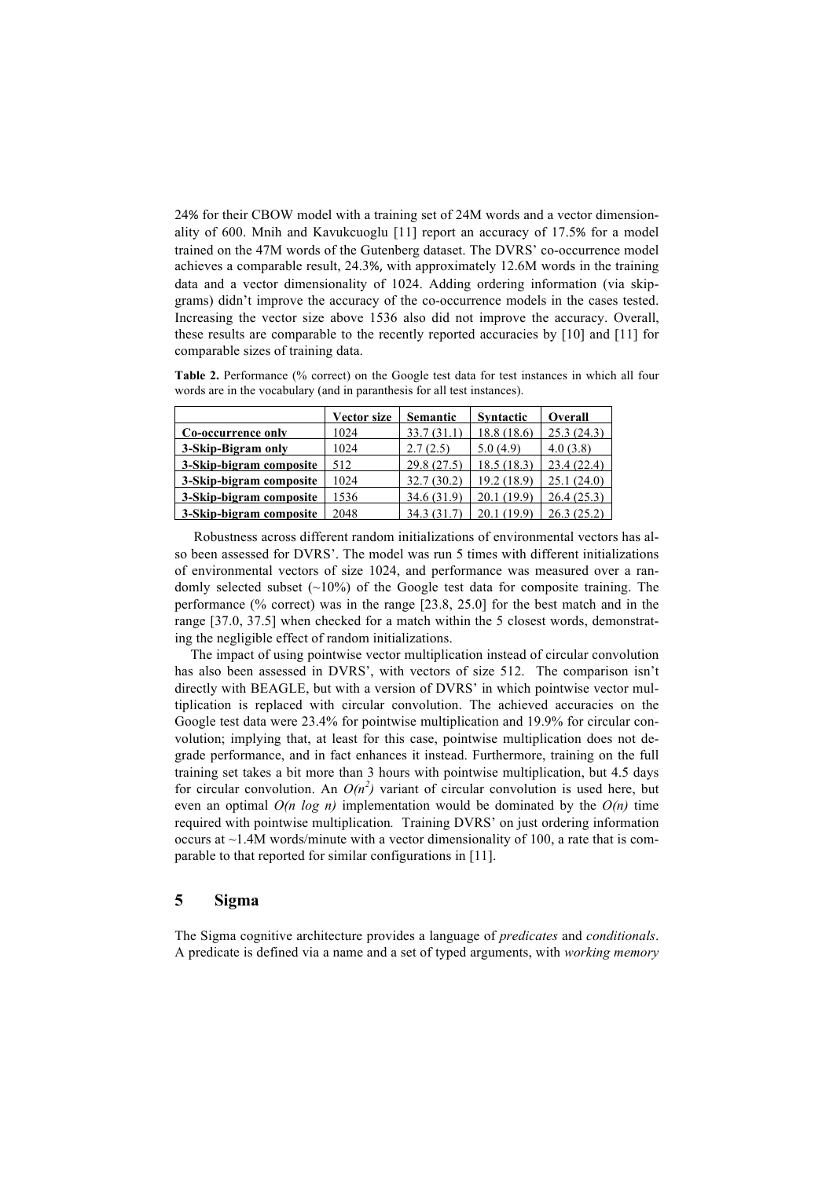24% for their CBOW model with a training set of 24M words and a vector dimensionality of 600. Mnih and Kavukcuoglu [11] report an accuracy of 17.5% for a model trained on the 47M words of the Gutenberg dataset. The DVRS' co-occurrence model achieves a comparable result, 24.3%, with approximately 12.6M words in the training data and a vector dimensionality of 1024. Adding ordering information (via skip-grams) didn't improve the accuracy of the co-occurrence models in the cases tested. Increasing the vector size above 1536 also did not improve the accuracy. Overall, these results are comparable to the recently reported accuracies by [10] and [11] for comparable sizes of training data.

**Table 2.** Performance (% correct) on the Google test data for test instances in which all four words are in the vocabulary (and in paranthesis for all test instances).

| | **Vector size** | **Semantic** | **Syntactic** | **Overall** |
|---|---|---|---|---|
| **Co-occurrence only** | 1024 | 33.7 (31.1) | 18.8 (18.6) | 25.3 (24.3) |
| **3-Skip-Bigram only** | 1024 | 2.7 (2.5) | 5.0 (4.9) | 4.0 (3.8) |
| **3-Skip-bigram composite** | 512 | 29.8 (27.5) | 18.5 (18.3) | 23.4 (22.4) |
| **3-Skip-bigram composite** | 1024 | 32.7 (30.2) | 19.2 (18.9) | 25.1 (24.0) |
| **3-Skip-bigram composite** | 1536 | 34.6 (31.9) | 20.1 (19.9) | 26.4 (25.3) |
| **3-Skip-bigram composite** | 2048 | 34.3 (31.7) | 20.1 (19.9) | 26.3 (25.2) |

Robustness across different random initializations of environmental vectors has also been assessed for DVRS'. The model was run 5 times with different initializations of environmental vectors of size 1024, and performance was measured over a randomly selected subset (~10%) of the Google test data for composite training. The performance (% correct) was in the range [23.8, 25.0] for the best match and in the range [37.0, 37.5] when checked for a match within the 5 closest words, demonstrating the negligible effect of random initializations.

The impact of using pointwise vector multiplication instead of circular convolution has also been assessed in DVRS', with vectors of size 512. The comparison isn't directly with BEAGLE, but with a version of DVRS' in which pointwise vector multiplication is replaced with circular convolution. The achieved accuracies on the Google test data were 23.4% for pointwise multiplication and 19.9% for circular convolution; implying that, at least for this case, pointwise multiplication does not degrade performance, and in fact enhances it instead. Furthermore, training on the full training set takes a bit more than 3 hours with pointwise multiplication, but 4.5 days for circular convolution. An $O(n^2)$ variant of circular convolution is used here, but even an optimal $O(n \log n)$ implementation would be dominated by the $O(n)$ time required with pointwise multiplication. Training DVRS' on just ordering information occurs at ~1.4M words/minute with a vector dimensionality of 100, a rate that is comparable to that reported for similar configurations in [11].

## 5 Sigma

The Sigma cognitive architecture provides a language of *predicates* and *conditionals*. A predicate is defined via a name and a set of typed arguments, with *working memory*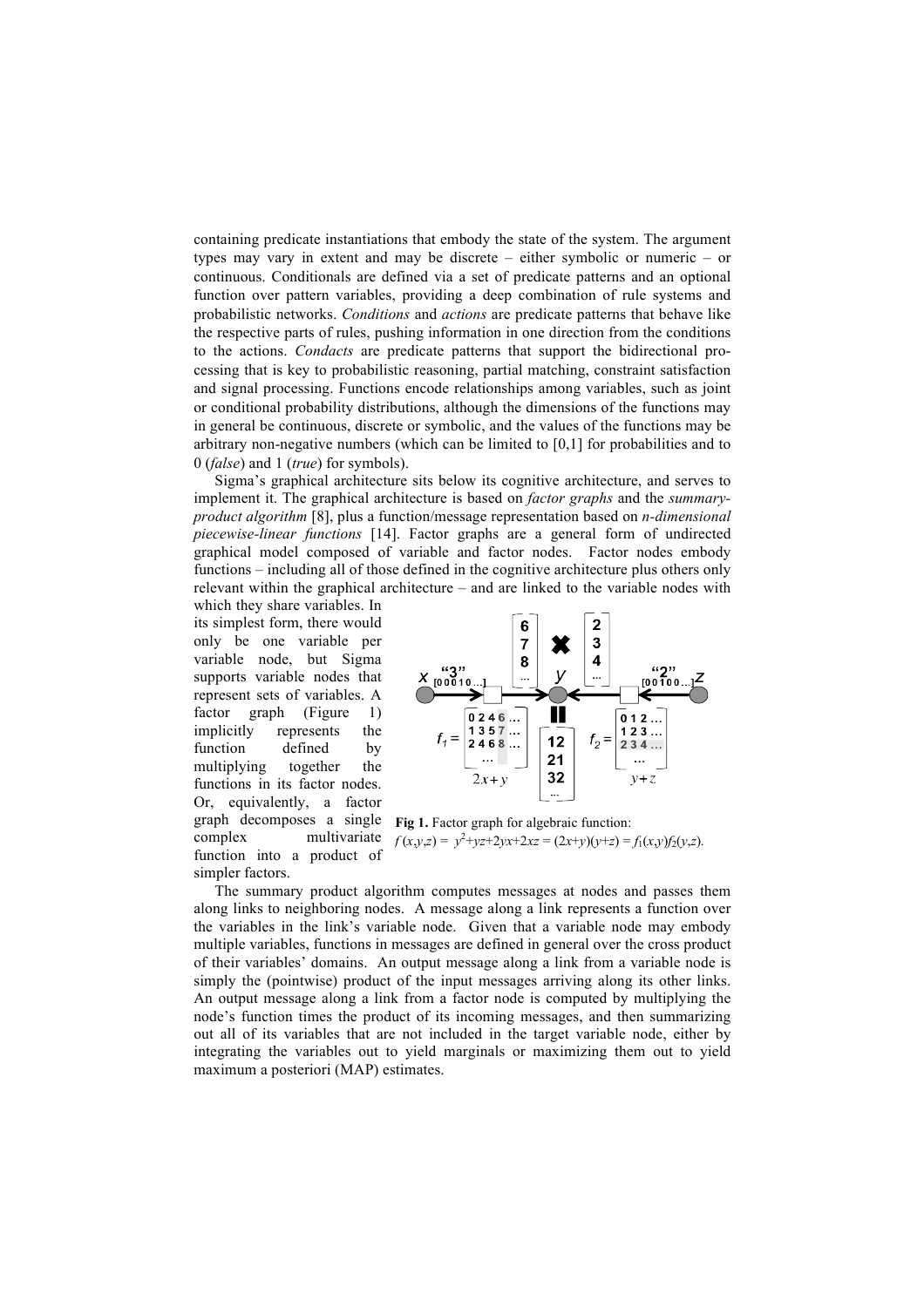containing predicate instantiations that embody the state of the system. The argument types may vary in extent and may be discrete – either symbolic or numeric – or continuous. Conditionals are defined via a set of predicate patterns and an optional function over pattern variables, providing a deep combination of rule systems and probabilistic networks. *Conditions* and *actions* are predicate patterns that behave like the respective parts of rules, pushing information in one direction from the conditions to the actions. *Condacts* are predicate patterns that support the bidirectional processing that is key to probabilistic reasoning, partial matching, constraint satisfaction and signal processing. Functions encode relationships among variables, such as joint or conditional probability distributions, although the dimensions of the functions may in general be continuous, discrete or symbolic, and the values of the functions may be arbitrary non-negative numbers (which can be limited to [0,1] for probabilities and to 0 (*false*) and 1 (*true*) for symbols).

Sigma's graphical architecture sits below its cognitive architecture, and serves to implement it. The graphical architecture is based on *factor graphs* and the *summary-product algorithm* [8], plus a function/message representation based on *n-dimensional piecewise-linear functions* [14]. Factor graphs are a general form of undirected graphical model composed of variable and factor nodes. Factor nodes embody functions – including all of those defined in the cognitive architecture plus others only relevant within the graphical architecture – and are linked to the variable nodes with which they share variables. In its simplest form, there would only be one variable per variable node, but Sigma supports variable nodes that represent sets of variables. A factor graph (Figure 1) implicitly represents the function defined by multiplying together the functions in its factor nodes. Or, equivalently, a factor graph decomposes a single complex multivariate function into a product of simpler factors.

**Fig 1.** Factor graph for algebraic function: $f(x,y,z) = y^2+yz+2yx+2xz = (2x+y)(y+z) = f_1(x,y)f_2(y,z)$.

The summary product algorithm computes messages at nodes and passes them along links to neighboring nodes. A message along a link represents a function over the variables in the link's variable node. Given that a variable node may embody multiple variables, functions in messages are defined in general over the cross product of their variables' domains. An output message along a link from a variable node is simply the (pointwise) product of the input messages arriving along its other links. An output message along a link from a factor node is computed by multiplying the node's function times the product of its incoming messages, and then summarizing out all of its variables that are not included in the target variable node, either by integrating the variables out to yield marginals or maximizing them out to yield maximum a posteriori (MAP) estimates.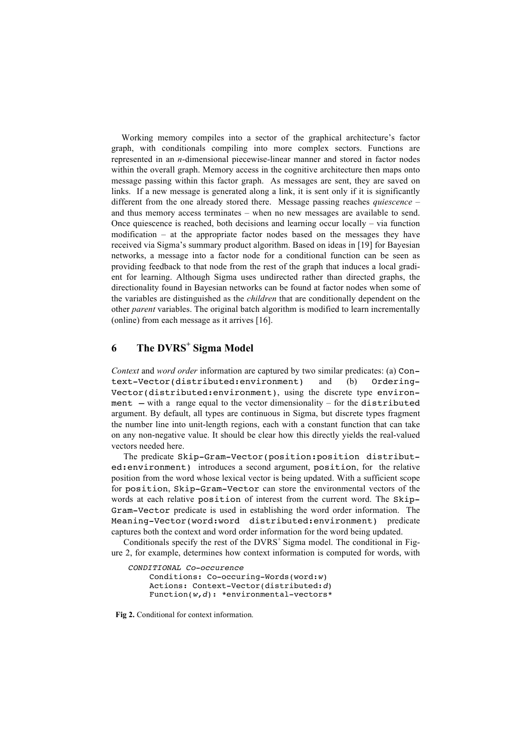Working memory compiles into a sector of the graphical architecture's factor graph, with conditionals compiling into more complex sectors. Functions are represented in an *n*-dimensional piecewise-linear manner and stored in factor nodes within the overall graph. Memory access in the cognitive architecture then maps onto message passing within this factor graph. As messages are sent, they are saved on links. If a new message is generated along a link, it is sent only if it is significantly different from the one already stored there. Message passing reaches *quiescence* – and thus memory access terminates – when no new messages are available to send. Once quiescence is reached, both decisions and learning occur locally – via function modification – at the appropriate factor nodes based on the messages they have received via Sigma's summary product algorithm. Based on ideas in [19] for Bayesian networks, a message into a factor node for a conditional function can be seen as providing feedback to that node from the rest of the graph that induces a local gradient for learning. Although Sigma uses undirected rather than directed graphs, the directionality found in Bayesian networks can be found at factor nodes when some of the variables are distinguished as the *children* that are conditionally dependent on the other *parent* variables. The original batch algorithm is modified to learn incrementally (online) from each message as it arrives [16].

## 6 The DVRS+ Sigma Model

*Context* and *word order* information are captured by two similar predicates: (a) `Context-Vector(distributed:environment)` and (b) `Ordering-Vector(distributed:environment)`, using the discrete type `environment` – with a range equal to the vector dimensionality – for the `distributed` argument. By default, all types are continuous in Sigma, but discrete types fragment the number line into unit-length regions, each with a constant function that can take on any non-negative value. It should be clear how this directly yields the real-valued vectors needed here.

The predicate `Skip-Gram-Vector(position:position distributed:environment)` introduces a second argument, `position`, for the relative position from the word whose lexical vector is being updated. With a sufficient scope for `position`, `Skip-Gram-Vector` can store the environmental vectors of the words at each relative `position` of interest from the current word. The `Skip-Gram-Vector` predicate is used in establishing the word order information. The `Meaning-Vector(word:word distributed:environment)` predicate captures both the context and word order information for the word being updated.

Conditionals specify the rest of the DVRS+ Sigma model. The conditional in Figure 2, for example, determines how context information is computed for words, with

```
CONDITIONAL Co-occurence
     Conditions: Co-occuring-Words(word:w)
     Actions: Context-Vector(distributed:d)
     Function(w,d): *environmental-vectors*
```

**Fig 2.** Conditional for context information.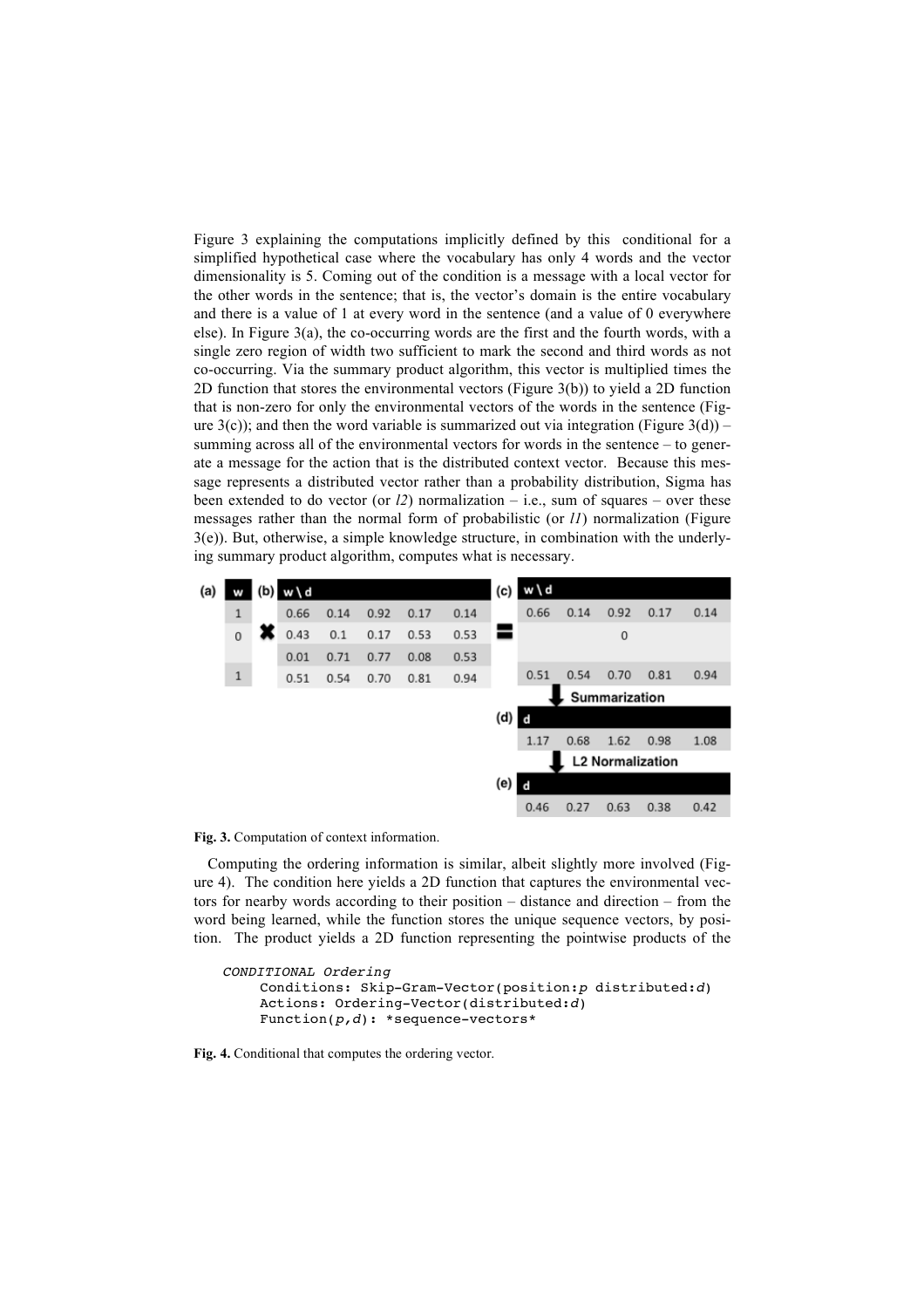Figure 3 explaining the computations implicitly defined by this conditional for a simplified hypothetical case where the vocabulary has only 4 words and the vector dimensionality is 5. Coming out of the condition is a message with a local vector for the other words in the sentence; that is, the vector's domain is the entire vocabulary and there is a value of 1 at every word in the sentence (and a value of 0 everywhere else). In Figure 3(a), the co-occurring words are the first and the fourth words, with a single zero region of width two sufficient to mark the second and third words as not co-occurring. Via the summary product algorithm, this vector is multiplied times the 2D function that stores the environmental vectors (Figure 3(b)) to yield a 2D function that is non-zero for only the environmental vectors of the words in the sentence (Figure 3(c)); and then the word variable is summarized out via integration (Figure 3(d)) – summing across all of the environmental vectors for words in the sentence – to generate a message for the action that is the distributed context vector. Because this message represents a distributed vector rather than a probability distribution, Sigma has been extended to do vector (or *l2*) normalization – i.e., sum of squares – over these messages rather than the normal form of probabilistic (or *l1*) normalization (Figure 3(e)). But, otherwise, a simple knowledge structure, in combination with the underlying summary product algorithm, computes what is necessary.

(a)

| w |
|---|
| 1 |
| 0 |
|   |
| 1 |

✖ (b)

| w \ d | | | | |
|---|---|---|---|---|
| 0.66 | 0.14 | 0.92 | 0.17 | 0.14 |
| 0.43 | 0.1 | 0.17 | 0.53 | 0.53 |
| 0.01 | 0.71 | 0.77 | 0.08 | 0.53 |
| 0.51 | 0.54 | 0.70 | 0.81 | 0.94 |

= (c)

| w \ d | | | | |
|---|---|---|---|---|
| 0.66 | 0.14 | 0.92 | 0.17 | 0.14 |
| | | 0 | | |
| 0.51 | 0.54 | 0.70 | 0.81 | 0.94 |

↓ Summarization

(d)

| d | | | | |
|---|---|---|---|---|
| 1.17 | 0.68 | 1.62 | 0.98 | 1.08 |

↓ L2 Normalization

(e)

| d | | | | |
|---|---|---|---|---|
| 0.46 | 0.27 | 0.63 | 0.38 | 0.42 |

**Fig. 3.** Computation of context information.

Computing the ordering information is similar, albeit slightly more involved (Figure 4). The condition here yields a 2D function that captures the environmental vectors for nearby words according to their position – distance and direction – from the word being learned, while the function stores the unique sequence vectors, by position. The product yields a 2D function representing the pointwise products of the

```
CONDITIONAL Ordering
     Conditions: Skip-Gram-Vector(position:p distributed:d)
     Actions: Ordering-Vector(distributed:d)
     Function(p,d): *sequence-vectors*
```

**Fig. 4.** Conditional that computes the ordering vector.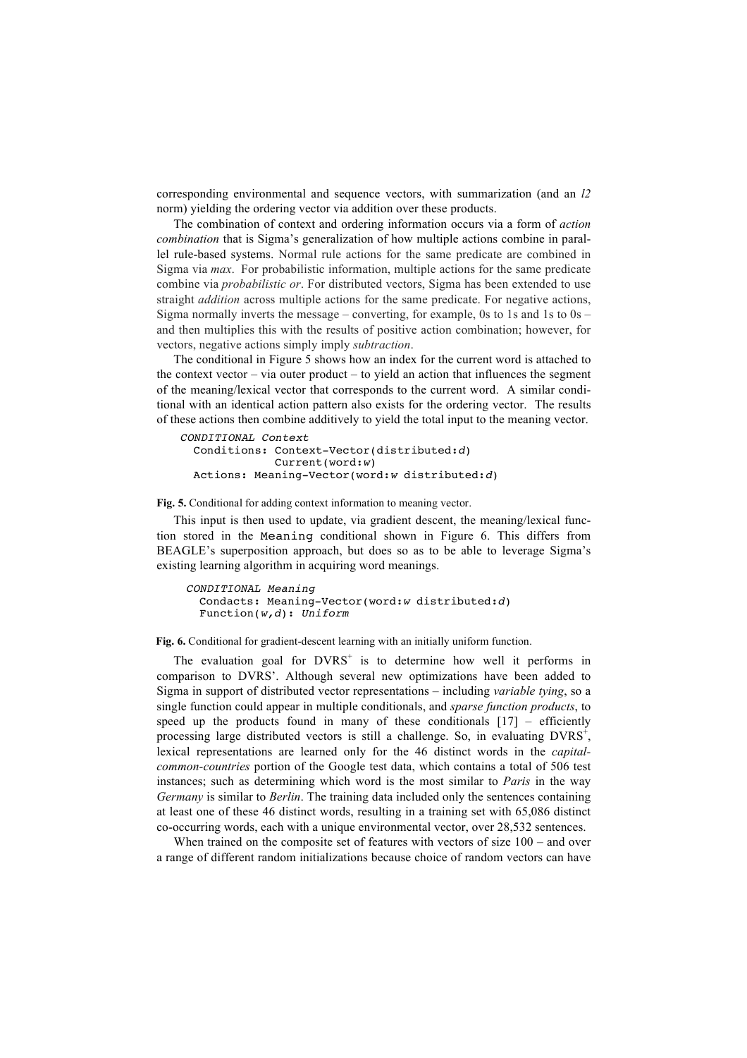corresponding environmental and sequence vectors, with summarization (and an *l2* norm) yielding the ordering vector via addition over these products.

The combination of context and ordering information occurs via a form of *action combination* that is Sigma's generalization of how multiple actions combine in parallel rule-based systems. Normal rule actions for the same predicate are combined in Sigma via *max*. For probabilistic information, multiple actions for the same predicate combine via *probabilistic or*. For distributed vectors, Sigma has been extended to use straight *addition* across multiple actions for the same predicate. For negative actions, Sigma normally inverts the message – converting, for example, 0s to 1s and 1s to 0s – and then multiplies this with the results of positive action combination; however, for vectors, negative actions simply imply *subtraction*.

The conditional in Figure 5 shows how an index for the current word is attached to the context vector – via outer product – to yield an action that influences the segment of the meaning/lexical vector that corresponds to the current word. A similar conditional with an identical action pattern also exists for the ordering vector. The results of these actions then combine additively to yield the total input to the meaning vector.

```
CONDITIONAL Context
  Conditions: Context-Vector(distributed:d)
              Current(word:w)
  Actions: Meaning-Vector(word:w distributed:d)
```

**Fig. 5.** Conditional for adding context information to meaning vector.

This input is then used to update, via gradient descent, the meaning/lexical function stored in the Meaning conditional shown in Figure 6. This differs from BEAGLE's superposition approach, but does so as to be able to leverage Sigma's existing learning algorithm in acquiring word meanings.

```
CONDITIONAL Meaning
  Condacts: Meaning-Vector(word:w distributed:d)
  Function(w,d): Uniform
```

**Fig. 6.** Conditional for gradient-descent learning with an initially uniform function.

The evaluation goal for DVRS$^+$ is to determine how well it performs in comparison to DVRS'. Although several new optimizations have been added to Sigma in support of distributed vector representations – including *variable tying*, so a single function could appear in multiple conditionals, and *sparse function products*, to speed up the products found in many of these conditionals [17] – efficiently processing large distributed vectors is still a challenge. So, in evaluating DVRS$^+$, lexical representations are learned only for the 46 distinct words in the *capital-common-countries* portion of the Google test data, which contains a total of 506 test instances; such as determining which word is the most similar to *Paris* in the way *Germany* is similar to *Berlin*. The training data included only the sentences containing at least one of these 46 distinct words, resulting in a training set with 65,086 distinct co-occurring words, each with a unique environmental vector, over 28,532 sentences.

When trained on the composite set of features with vectors of size 100 – and over a range of different random initializations because choice of random vectors can have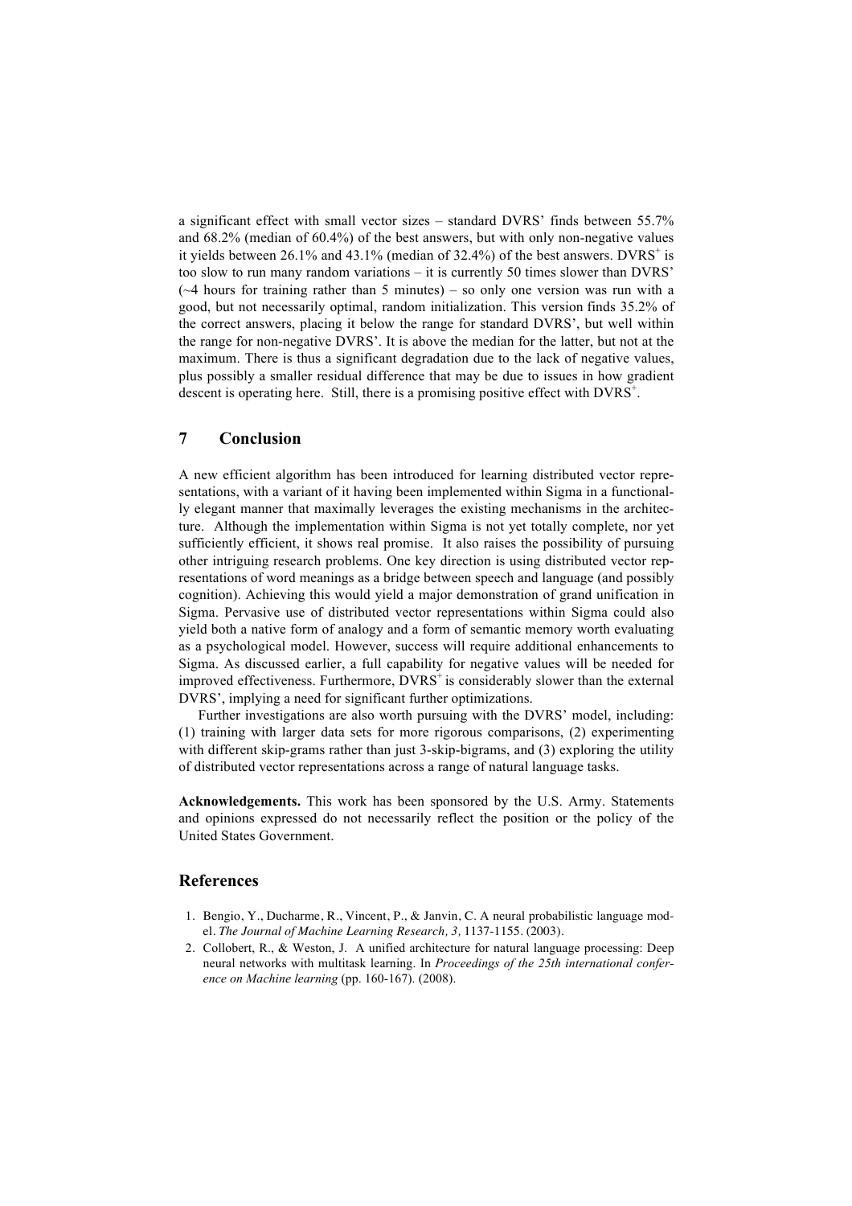a significant effect with small vector sizes – standard DVRS' finds between 55.7% and 68.2% (median of 60.4%) of the best answers, but with only non-negative values it yields between 26.1% and 43.1% (median of 32.4%) of the best answers. $DVRS^+$ is too slow to run many random variations – it is currently 50 times slower than DVRS' (~4 hours for training rather than 5 minutes) – so only one version was run with a good, but not necessarily optimal, random initialization. This version finds 35.2% of the correct answers, placing it below the range for standard DVRS', but well within the range for non-negative DVRS'. It is above the median for the latter, but not at the maximum. There is thus a significant degradation due to the lack of negative values, plus possibly a smaller residual difference that may be due to issues in how gradient descent is operating here. Still, there is a promising positive effect with $DVRS^+$.

## 7 Conclusion

A new efficient algorithm has been introduced for learning distributed vector representations, with a variant of it having been implemented within Sigma in a functionally elegant manner that maximally leverages the existing mechanisms in the architecture. Although the implementation within Sigma is not yet totally complete, nor yet sufficiently efficient, it shows real promise. It also raises the possibility of pursuing other intriguing research problems. One key direction is using distributed vector representations of word meanings as a bridge between speech and language (and possibly cognition). Achieving this would yield a major demonstration of grand unification in Sigma. Pervasive use of distributed vector representations within Sigma could also yield both a native form of analogy and a form of semantic memory worth evaluating as a psychological model. However, success will require additional enhancements to Sigma. As discussed earlier, a full capability for negative values will be needed for improved effectiveness. Furthermore, $DVRS^+$ is considerably slower than the external DVRS', implying a need for significant further optimizations.

Further investigations are also worth pursuing with the DVRS' model, including: (1) training with larger data sets for more rigorous comparisons, (2) experimenting with different skip-grams rather than just 3-skip-bigrams, and (3) exploring the utility of distributed vector representations across a range of natural language tasks.

**Acknowledgements.** This work has been sponsored by the U.S. Army. Statements and opinions expressed do not necessarily reflect the position or the policy of the United States Government.

## References

1. Bengio, Y., Ducharme, R., Vincent, P., & Janvin, C. A neural probabilistic language model. *The Journal of Machine Learning Research, 3,* 1137-1155. (2003).
2. Collobert, R., & Weston, J. A unified architecture for natural language processing: Deep neural networks with multitask learning. In *Proceedings of the 25th international conference on Machine learning* (pp. 160-167). (2008).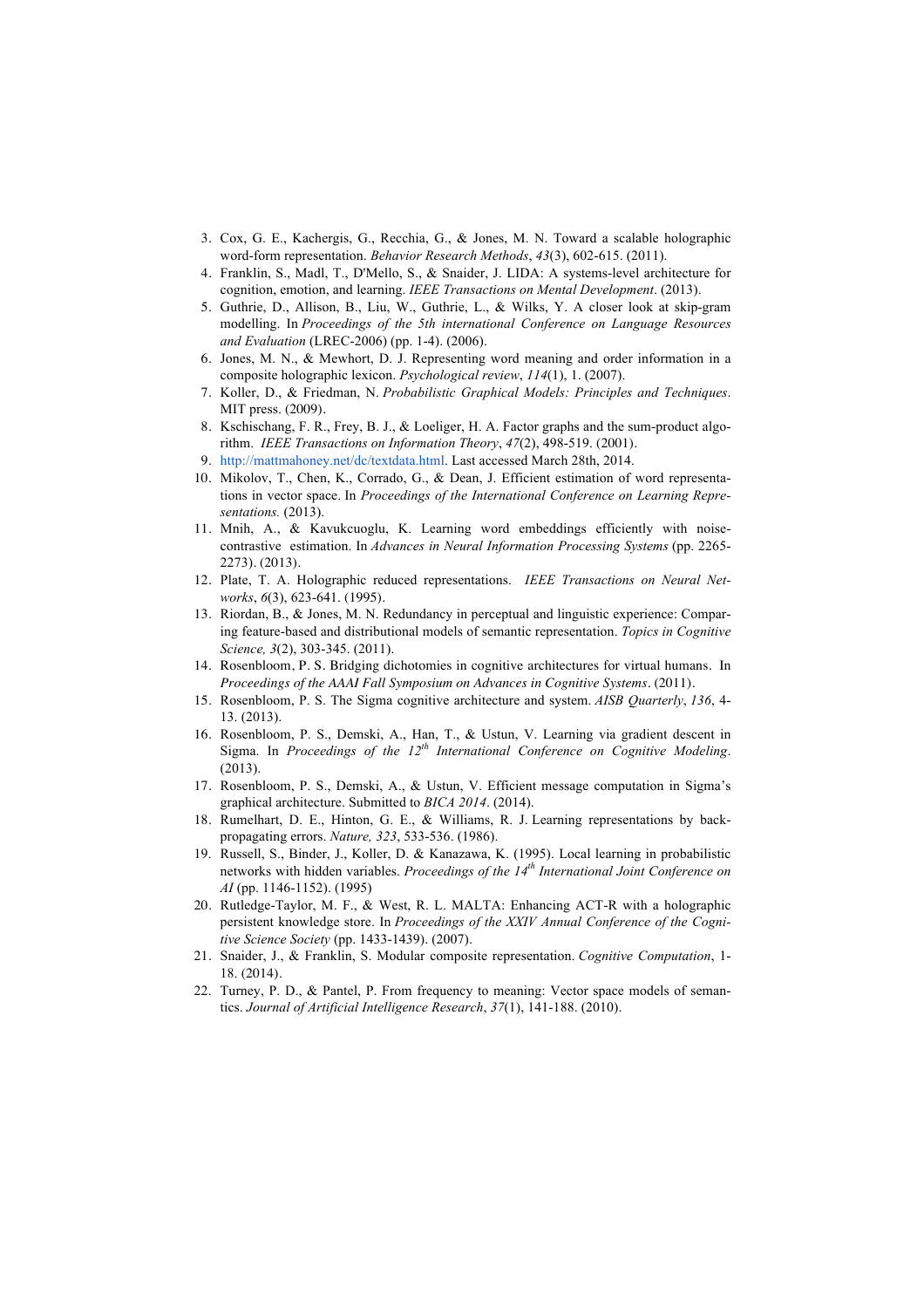3. Cox, G. E., Kachergis, G., Recchia, G., & Jones, M. N. Toward a scalable holographic word-form representation. *Behavior Research Methods*, *43*(3), 602-615. (2011).
4. Franklin, S., Madl, T., D'Mello, S., & Snaider, J. LIDA: A systems-level architecture for cognition, emotion, and learning. *IEEE Transactions on Mental Development*. (2013).
5. Guthrie, D., Allison, B., Liu, W., Guthrie, L., & Wilks, Y. A closer look at skip-gram modelling. In *Proceedings of the 5th international Conference on Language Resources and Evaluation* (LREC-2006) (pp. 1-4). (2006).
6. Jones, M. N., & Mewhort, D. J. Representing word meaning and order information in a composite holographic lexicon. *Psychological review*, *114*(1), 1. (2007).
7. Koller, D., & Friedman, N. *Probabilistic Graphical Models: Principles and Techniques*. MIT press. (2009).
8. Kschischang, F. R., Frey, B. J., & Loeliger, H. A. Factor graphs and the sum-product algorithm. *IEEE Transactions on Information Theory*, *47*(2), 498-519. (2001).
9. http://mattmahoney.net/dc/textdata.html. Last accessed March 28th, 2014.
10. Mikolov, T., Chen, K., Corrado, G., & Dean, J. Efficient estimation of word representations in vector space. In *Proceedings of the International Conference on Learning Representations.* (2013).
11. Mnih, A., & Kavukcuoglu, K. Learning word embeddings efficiently with noise-contrastive estimation. In *Advances in Neural Information Processing Systems* (pp. 2265-2273). (2013).
12. Plate, T. A. Holographic reduced representations. *IEEE Transactions on Neural Networks*, *6*(3), 623-641. (1995).
13. Riordan, B., & Jones, M. N. Redundancy in perceptual and linguistic experience: Comparing feature-based and distributional models of semantic representation. *Topics in Cognitive Science, 3*(2), 303-345. (2011).
14. Rosenbloom, P. S. Bridging dichotomies in cognitive architectures for virtual humans. In *Proceedings of the AAAI Fall Symposium on Advances in Cognitive Systems*. (2011).
15. Rosenbloom, P. S. The Sigma cognitive architecture and system. *AISB Quarterly*, *136*, 4-13. (2013).
16. Rosenbloom, P. S., Demski, A., Han, T., & Ustun, V. Learning via gradient descent in Sigma. In *Proceedings of the 12th International Conference on Cognitive Modeling*. (2013).
17. Rosenbloom, P. S., Demski, A., & Ustun, V. Efficient message computation in Sigma's graphical architecture. Submitted to *BICA 2014*. (2014).
18. Rumelhart, D. E., Hinton, G. E., & Williams, R. J. Learning representations by back-propagating errors. *Nature, 323*, 533-536. (1986).
19. Russell, S., Binder, J., Koller, D. & Kanazawa, K. (1995). Local learning in probabilistic networks with hidden variables. *Proceedings of the 14th International Joint Conference on AI* (pp. 1146-1152). (1995)
20. Rutledge-Taylor, M. F., & West, R. L. MALTA: Enhancing ACT-R with a holographic persistent knowledge store. In *Proceedings of the XXIV Annual Conference of the Cognitive Science Society* (pp. 1433-1439). (2007).
21. Snaider, J., & Franklin, S. Modular composite representation. *Cognitive Computation*, 1-18. (2014).
22. Turney, P. D., & Pantel, P. From frequency to meaning: Vector space models of semantics. *Journal of Artificial Intelligence Research*, *37*(1), 141-188. (2010).